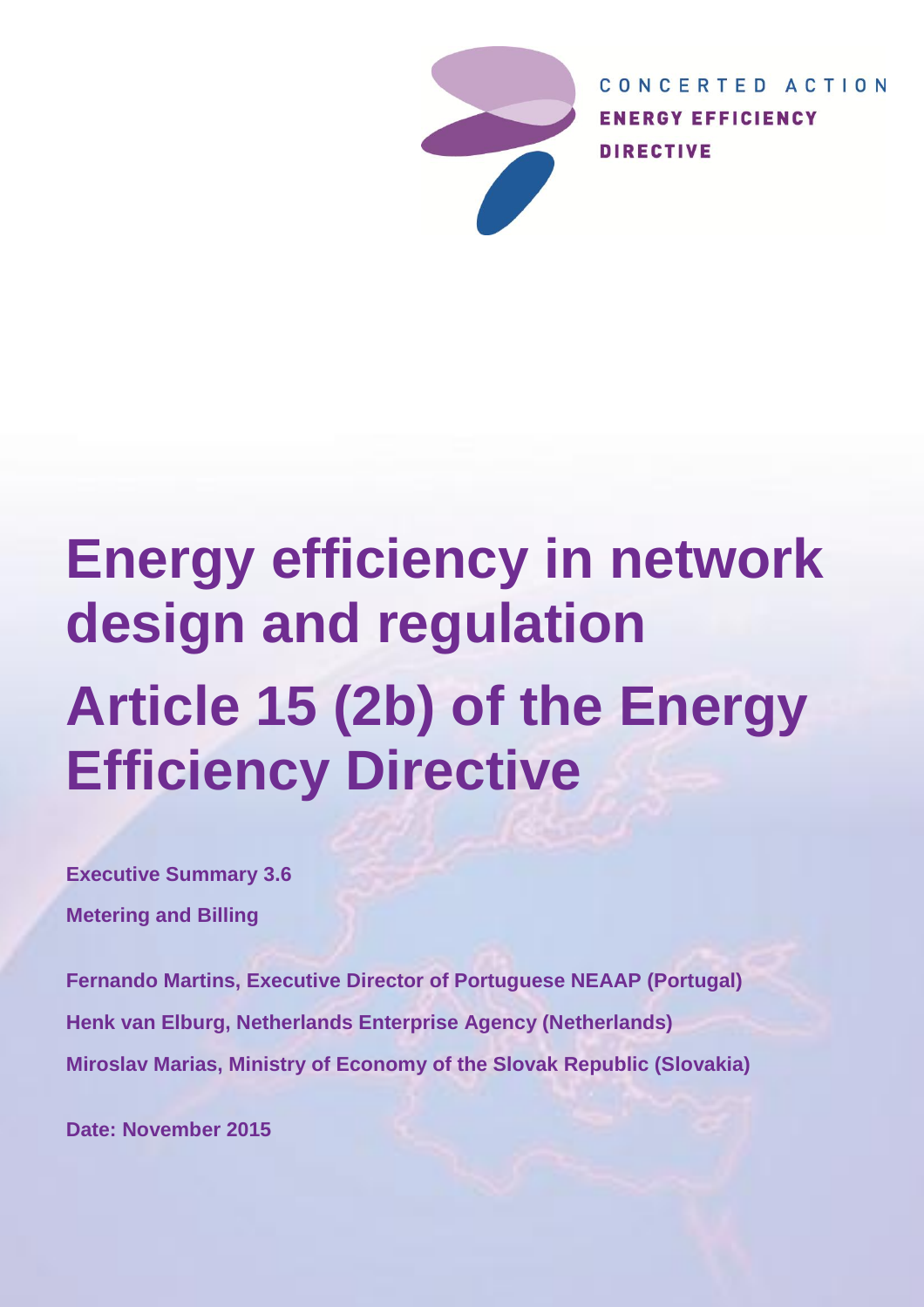CONCERTED ACTION
**ENERGY EFFICIENCY DIRECTIVE**

# Energy efficiency in network design and regulation

# Article 15 (2b) of the Energy Efficiency Directive

**Executive Summary 3.6**

**Metering and Billing**

**Fernando Martins, Executive Director of Portuguese NEAAP (Portugal)**

**Henk van Elburg, Netherlands Enterprise Agency (Netherlands)**

**Miroslav Marias, Ministry of Economy of the Slovak Republic (Slovakia)**

**Date: November 2015**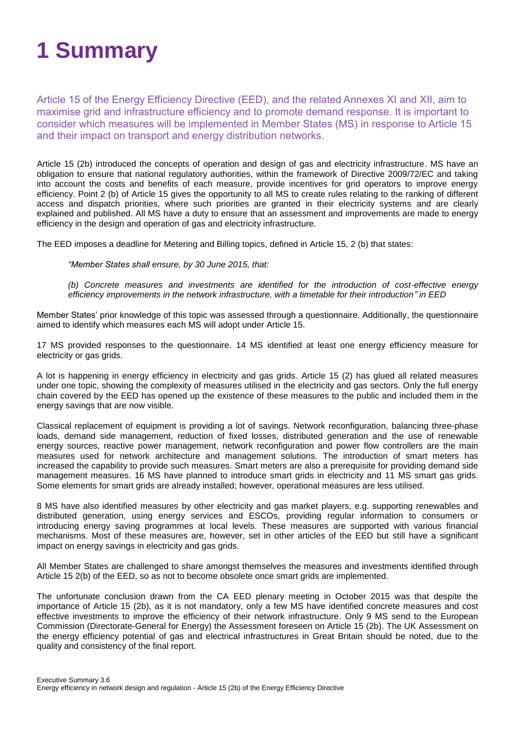# 1 Summary

Article 15 of the Energy Efficiency Directive (EED), and the related Annexes XI and XII, aim to maximise grid and infrastructure efficiency and to promote demand response. It is important to consider which measures will be implemented in Member States (MS) in response to Article 15 and their impact on transport and energy distribution networks.

Article 15 (2b) introduced the concepts of operation and design of gas and electricity infrastructure. MS have an obligation to ensure that national regulatory authorities, within the framework of Directive 2009/72/EC and taking into account the costs and benefits of each measure, provide incentives for grid operators to improve energy efficiency. Point 2 (b) of Article 15 gives the opportunity to all MS to create rules relating to the ranking of different access and dispatch priorities, where such priorities are granted in their electricity systems and are clearly explained and published. All MS have a duty to ensure that an assessment and improvements are made to energy efficiency in the design and operation of gas and electricity infrastructure.

The EED imposes a deadline for Metering and Billing topics, defined in Article 15, 2 (b) that states:

> *"Member States shall ensure, by 30 June 2015, that:*
>
> *(b) Concrete measures and investments are identified for the introduction of cost-effective energy efficiency improvements in the network infrastructure, with a timetable for their introduction" in EED*

Member States' prior knowledge of this topic was assessed through a questionnaire. Additionally, the questionnaire aimed to identify which measures each MS will adopt under Article 15.

17 MS provided responses to the questionnaire. 14 MS identified at least one energy efficiency measure for electricity or gas grids.

A lot is happening in energy efficiency in electricity and gas grids. Article 15 (2) has glued all related measures under one topic, showing the complexity of measures utilised in the electricity and gas sectors. Only the full energy chain covered by the EED has opened up the existence of these measures to the public and included them in the energy savings that are now visible.

Classical replacement of equipment is providing a lot of savings. Network reconfiguration, balancing three-phase loads, demand side management, reduction of fixed losses, distributed generation and the use of renewable energy sources, reactive power management, network reconfiguration and power flow controllers are the main measures used for network architecture and management solutions. The introduction of smart meters has increased the capability to provide such measures. Smart meters are also a prerequisite for providing demand side management measures. 16 MS have planned to introduce smart grids in electricity and 11 MS smart gas grids. Some elements for smart grids are already installed; however, operational measures are less utilised.

8 MS have also identified measures by other electricity and gas market players, e.g. supporting renewables and distributed generation, using energy services and ESCOs, providing regular information to consumers or introducing energy saving programmes at local levels. These measures are supported with various financial mechanisms. Most of these measures are, however, set in other articles of the EED but still have a significant impact on energy savings in electricity and gas grids.

All Member States are challenged to share amongst themselves the measures and investments identified through Article 15 2(b) of the EED, so as not to become obsolete once smart grids are implemented.

The unfortunate conclusion drawn from the CA EED plenary meeting in October 2015 was that despite the importance of Article 15 (2b), as it is not mandatory, only a few MS have identified concrete measures and cost effective investments to improve the efficiency of their network infrastructure. Only 9 MS send to the European Commission (Directorate-General for Energy) the Assessment foreseen on Article 15 (2b). The UK Assessment on the energy efficiency potential of gas and electrical infrastructures in Great Britain should be noted, due to the quality and consistency of the final report.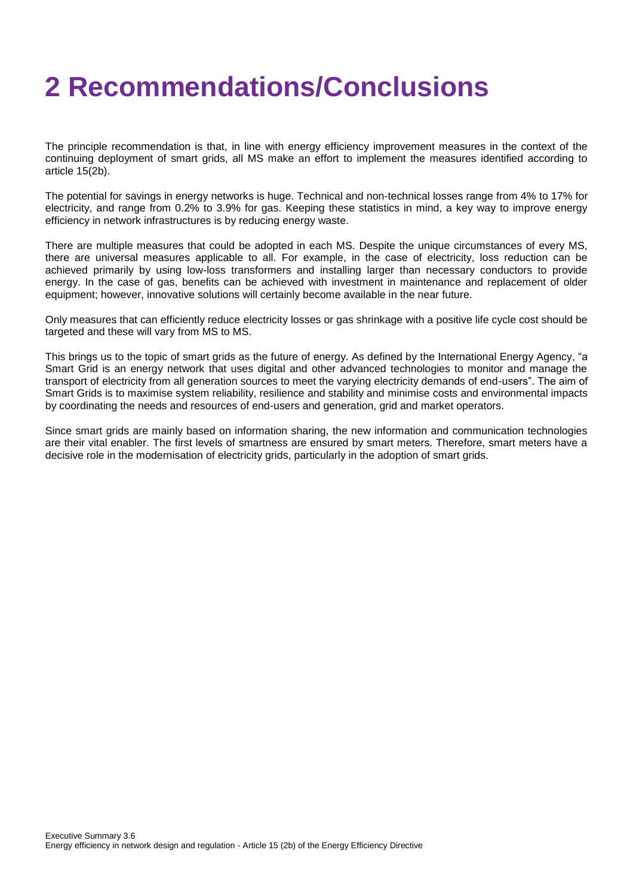# 2 Recommendations/Conclusions

The principle recommendation is that, in line with energy efficiency improvement measures in the context of the continuing deployment of smart grids, all MS make an effort to implement the measures identified according to article 15(2b).

The potential for savings in energy networks is huge. Technical and non-technical losses range from 4% to 17% for electricity, and range from 0.2% to 3.9% for gas. Keeping these statistics in mind, a key way to improve energy efficiency in network infrastructures is by reducing energy waste.

There are multiple measures that could be adopted in each MS. Despite the unique circumstances of every MS, there are universal measures applicable to all. For example, in the case of electricity, loss reduction can be achieved primarily by using low-loss transformers and installing larger than necessary conductors to provide energy. In the case of gas, benefits can be achieved with investment in maintenance and replacement of older equipment; however, innovative solutions will certainly become available in the near future.

Only measures that can efficiently reduce electricity losses or gas shrinkage with a positive life cycle cost should be targeted and these will vary from MS to MS.

This brings us to the topic of smart grids as the future of energy. As defined by the International Energy Agency, "a Smart Grid is an energy network that uses digital and other advanced technologies to monitor and manage the transport of electricity from all generation sources to meet the varying electricity demands of end-users". The aim of Smart Grids is to maximise system reliability, resilience and stability and minimise costs and environmental impacts by coordinating the needs and resources of end-users and generation, grid and market operators.

Since smart grids are mainly based on information sharing, the new information and communication technologies are their vital enabler. The first levels of smartness are ensured by smart meters. Therefore, smart meters have a decisive role in the modernisation of electricity grids, particularly in the adoption of smart grids.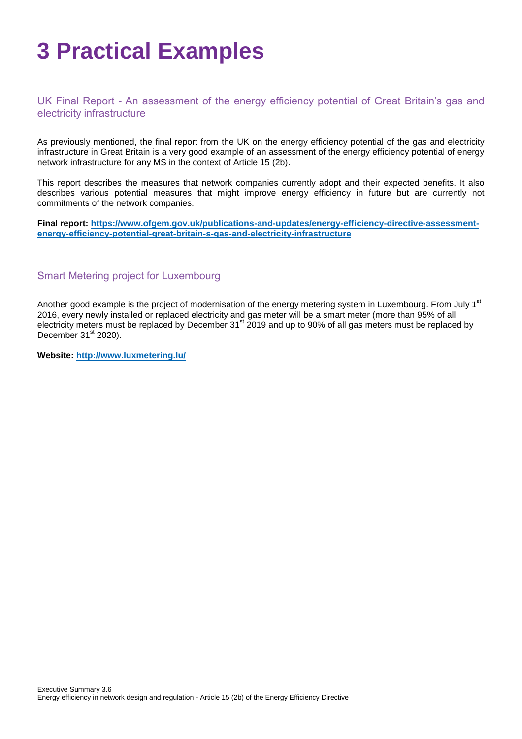# 3 Practical Examples

## UK Final Report - An assessment of the energy efficiency potential of Great Britain's gas and electricity infrastructure

As previously mentioned, the final report from the UK on the energy efficiency potential of the gas and electricity infrastructure in Great Britain is a very good example of an assessment of the energy efficiency potential of energy network infrastructure for any MS in the context of Article 15 (2b).

This report describes the measures that network companies currently adopt and their expected benefits. It also describes various potential measures that might improve energy efficiency in future but are currently not commitments of the network companies.

**Final report: https://www.ofgem.gov.uk/publications-and-updates/energy-efficiency-directive-assessment-energy-efficiency-potential-great-britain-s-gas-and-electricity-infrastructure**

## Smart Metering project for Luxembourg

Another good example is the project of modernisation of the energy metering system in Luxembourg. From July 1st 2016, every newly installed or replaced electricity and gas meter will be a smart meter (more than 95% of all electricity meters must be replaced by December 31st 2019 and up to 90% of all gas meters must be replaced by December 31st 2020).

**Website: http://www.luxmetering.lu/**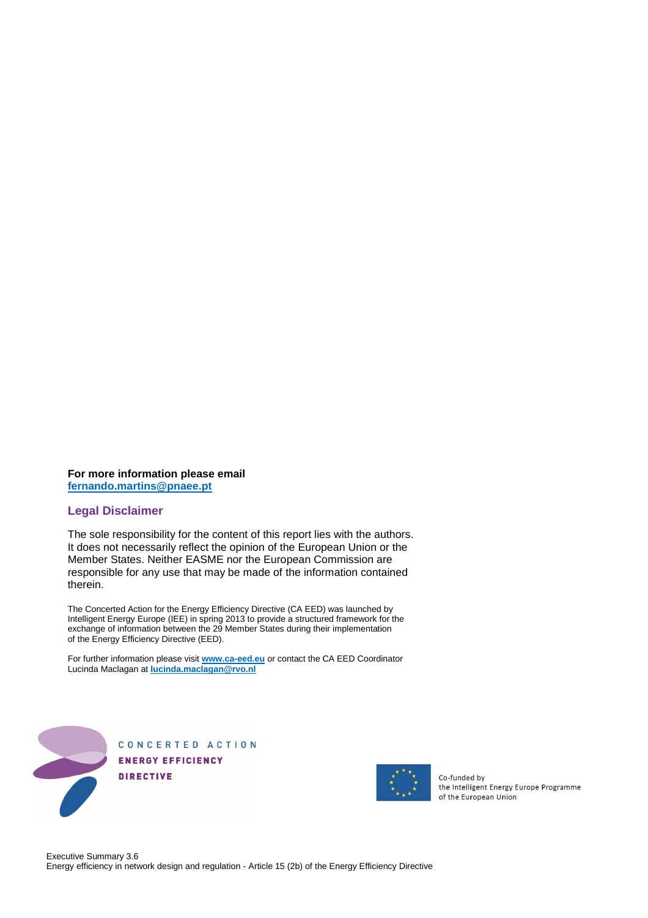**For more information please email**
**fernando.martins@pnaee.pt**

## Legal Disclaimer

The sole responsibility for the content of this report lies with the authors. It does not necessarily reflect the opinion of the European Union or the Member States. Neither EASME nor the European Commission are responsible for any use that may be made of the information contained therein.

The Concerted Action for the Energy Efficiency Directive (CA EED) was launched by Intelligent Energy Europe (IEE) in spring 2013 to provide a structured framework for the exchange of information between the 29 Member States during their implementation of the Energy Efficiency Directive (EED).

For further information please visit **www.ca-eed.eu** or contact the CA EED Coordinator Lucinda Maclagan at **lucinda.maclagan@rvo.nl**

CONCERTED ACTION
ENERGY EFFICIENCY
DIRECTIVE

Co-funded by
the Intelligent Energy Europe Programme
of the European Union

Executive Summary 3.6
Energy efficiency in network design and regulation - Article 15 (2b) of the Energy Efficiency Directive